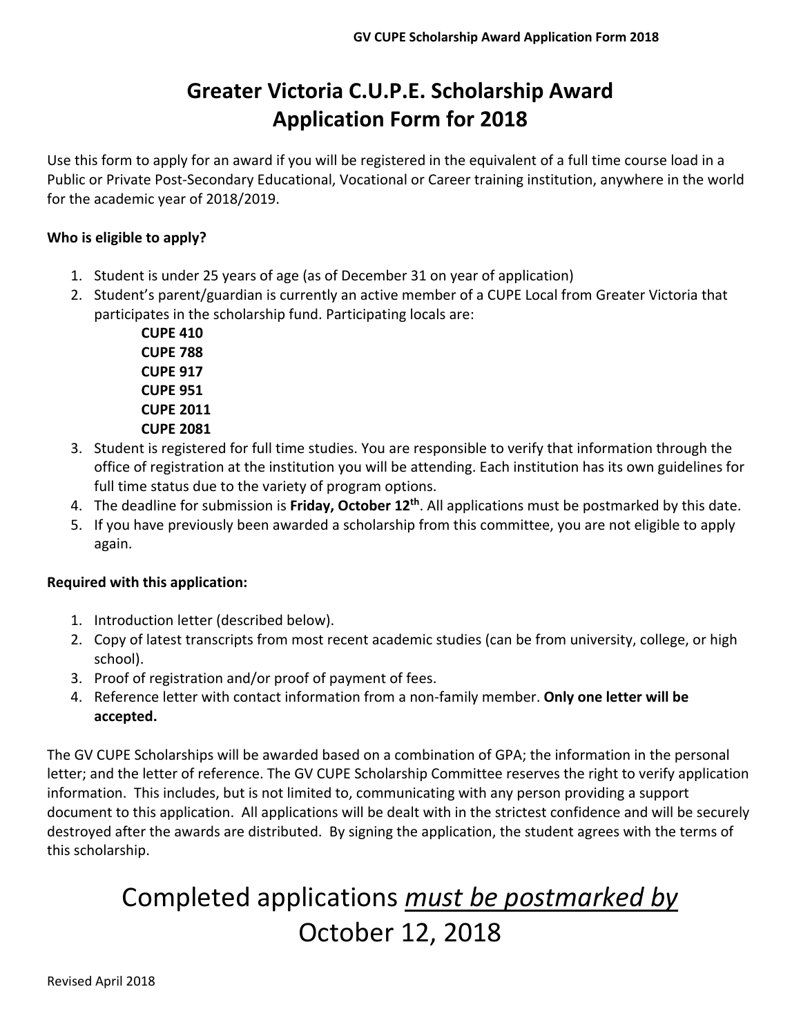# Greater Victoria C.U.P.E. Scholarship Award
# Application Form for 2018

Use this form to apply for an award if you will be registered in the equivalent of a full time course load in a Public or Private Post-Secondary Educational, Vocational or Career training institution, anywhere in the world for the academic year of 2018/2019.

**Who is eligible to apply?**

1. Student is under 25 years of age (as of December 31 on year of application)
2. Student's parent/guardian is currently an active member of a CUPE Local from Greater Victoria that participates in the scholarship fund. Participating locals are:
   - **CUPE 410**
   - **CUPE 788**
   - **CUPE 917**
   - **CUPE 951**
   - **CUPE 2011**
   - **CUPE 2081**
3. Student is registered for full time studies. You are responsible to verify that information through the office of registration at the institution you will be attending. Each institution has its own guidelines for full time status due to the variety of program options.
4. The deadline for submission is **Friday, October 12th**. All applications must be postmarked by this date.
5. If you have previously been awarded a scholarship from this committee, you are not eligible to apply again.

**Required with this application:**

1. Introduction letter (described below).
2. Copy of latest transcripts from most recent academic studies (can be from university, college, or high school).
3. Proof of registration and/or proof of payment of fees.
4. Reference letter with contact information from a non-family member. **Only one letter will be accepted.**

The GV CUPE Scholarships will be awarded based on a combination of GPA; the information in the personal letter; and the letter of reference. The GV CUPE Scholarship Committee reserves the right to verify application information. This includes, but is not limited to, communicating with any person providing a support document to this application. All applications will be dealt with in the strictest confidence and will be securely destroyed after the awards are distributed. By signing the application, the student agrees with the terms of this scholarship.

## Completed applications *must be postmarked by* October 12, 2018

Revised April 2018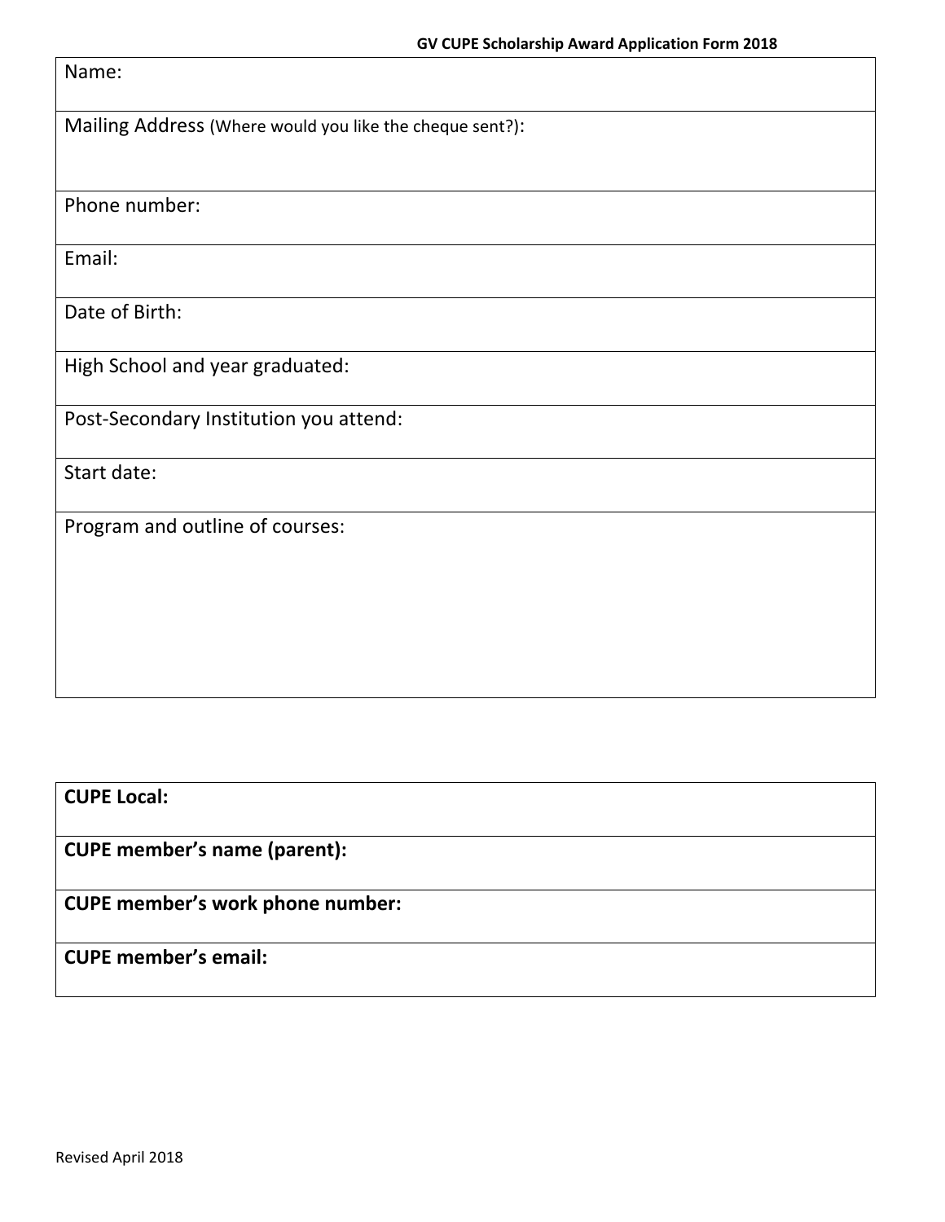**GV CUPE Scholarship Award Application Form 2018**

| Name: |
|---|
| Mailing Address (Where would you like the cheque sent?): |
| Phone number: |
| Email: |
| Date of Birth: |
| High School and year graduated: |
| Post-Secondary Institution you attend: |
| Start date: |
| Program and outline of courses: |

| **CUPE Local:** |
|---|
| **CUPE member's name (parent):** |
| **CUPE member's work phone number:** |
| **CUPE member's email:** |

Revised April 2018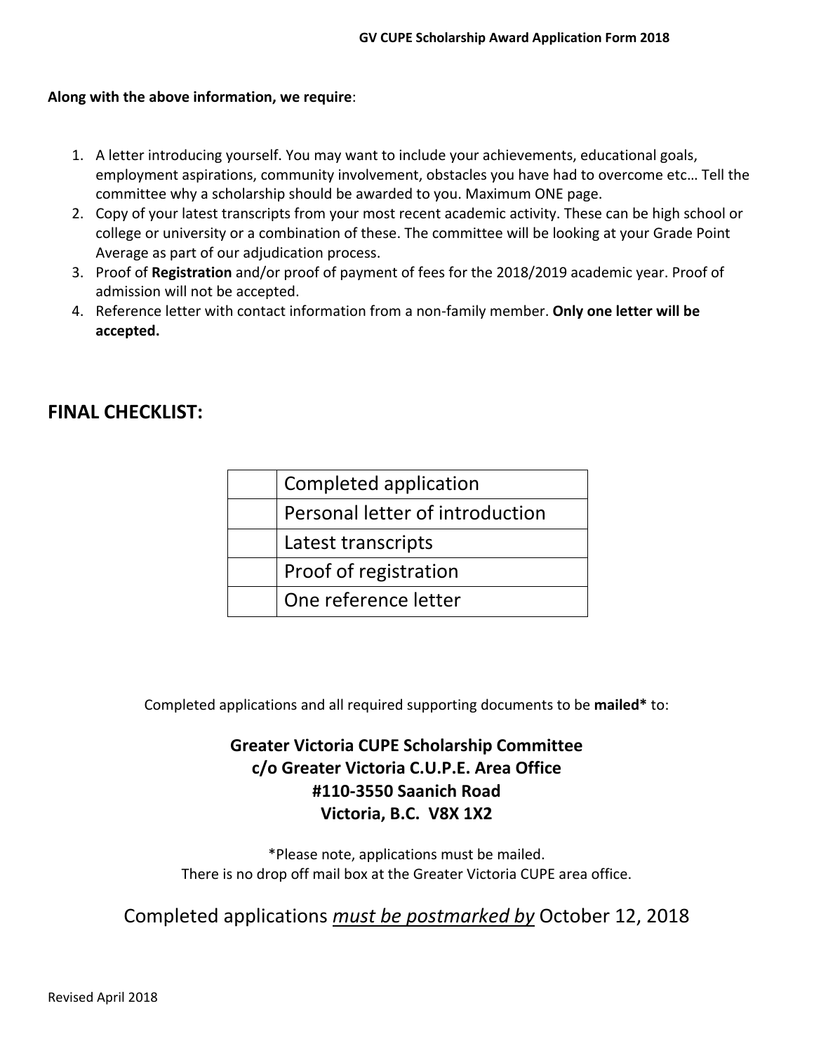**Along with the above information, we require**:

1. A letter introducing yourself. You may want to include your achievements, educational goals, employment aspirations, community involvement, obstacles you have had to overcome etc… Tell the committee why a scholarship should be awarded to you. Maximum ONE page.
2. Copy of your latest transcripts from your most recent academic activity. These can be high school or college or university or a combination of these. The committee will be looking at your Grade Point Average as part of our adjudication process.
3. Proof of **Registration** and/or proof of payment of fees for the 2018/2019 academic year. Proof of admission will not be accepted.
4. Reference letter with contact information from a non-family member. **Only one letter will be accepted.**

## FINAL CHECKLIST:

| | |
|---|---|
| | Completed application |
| | Personal letter of introduction |
| | Latest transcripts |
| | Proof of registration |
| | One reference letter |

Completed applications and all required supporting documents to be **mailed*** to:

**Greater Victoria CUPE Scholarship Committee**
**c/o Greater Victoria C.U.P.E. Area Office**
**#110-3550 Saanich Road**
**Victoria, B.C. V8X 1X2**

*Please note, applications must be mailed.
There is no drop off mail box at the Greater Victoria CUPE area office.

Completed applications ***must be postmarked by*** October 12, 2018

Revised April 2018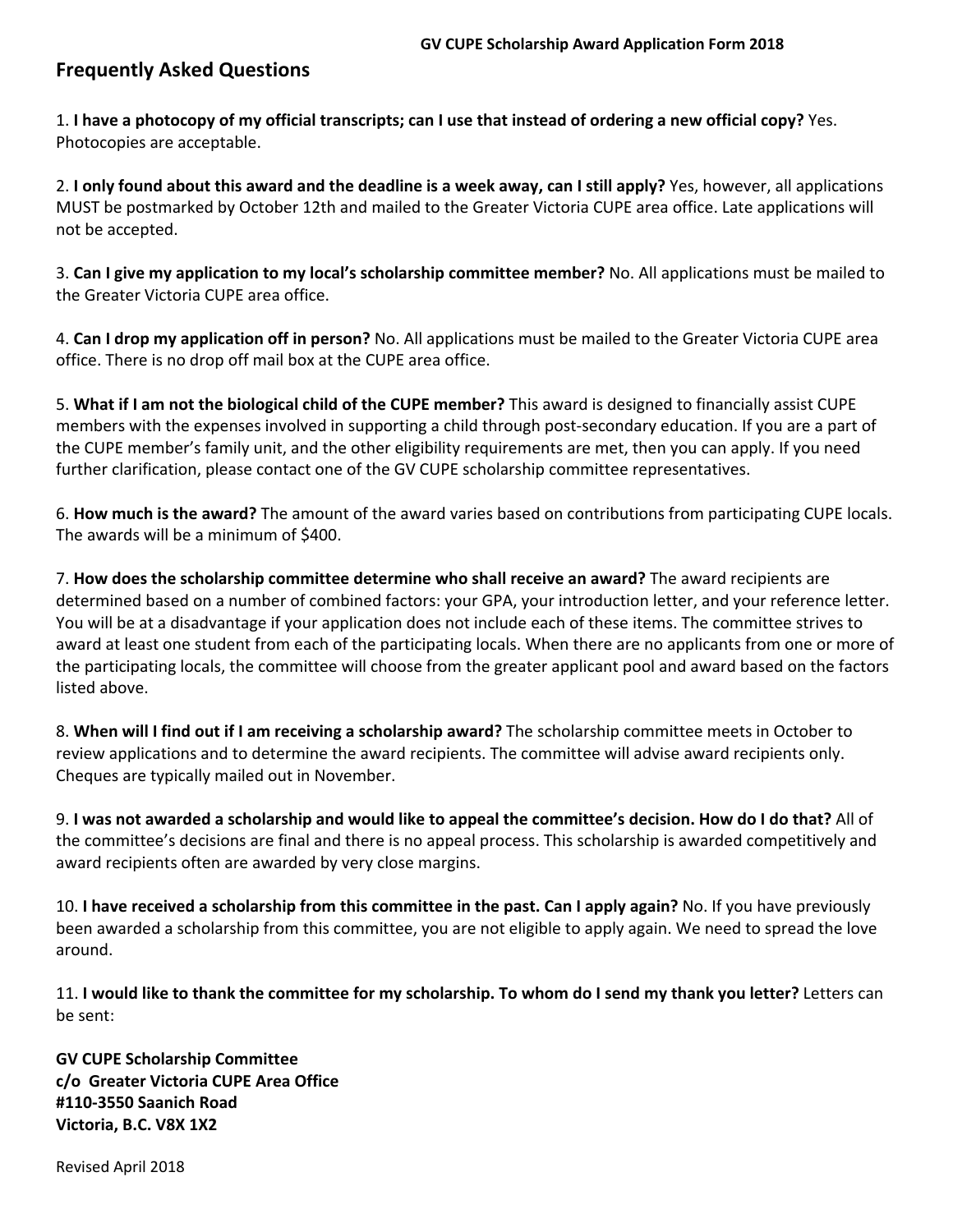## Frequently Asked Questions

1. **I have a photocopy of my official transcripts; can I use that instead of ordering a new official copy?** Yes. Photocopies are acceptable.

2. **I only found about this award and the deadline is a week away, can I still apply?** Yes, however, all applications MUST be postmarked by October 12th and mailed to the Greater Victoria CUPE area office. Late applications will not be accepted.

3. **Can I give my application to my local's scholarship committee member?** No. All applications must be mailed to the Greater Victoria CUPE area office.

4. **Can I drop my application off in person?** No. All applications must be mailed to the Greater Victoria CUPE area office. There is no drop off mail box at the CUPE area office.

5. **What if I am not the biological child of the CUPE member?** This award is designed to financially assist CUPE members with the expenses involved in supporting a child through post-secondary education. If you are a part of the CUPE member's family unit, and the other eligibility requirements are met, then you can apply. If you need further clarification, please contact one of the GV CUPE scholarship committee representatives.

6. **How much is the award?** The amount of the award varies based on contributions from participating CUPE locals. The awards will be a minimum of $400.

7. **How does the scholarship committee determine who shall receive an award?** The award recipients are determined based on a number of combined factors: your GPA, your introduction letter, and your reference letter. You will be at a disadvantage if your application does not include each of these items. The committee strives to award at least one student from each of the participating locals. When there are no applicants from one or more of the participating locals, the committee will choose from the greater applicant pool and award based on the factors listed above.

8. **When will I find out if I am receiving a scholarship award?** The scholarship committee meets in October to review applications and to determine the award recipients. The committee will advise award recipients only. Cheques are typically mailed out in November.

9. **I was not awarded a scholarship and would like to appeal the committee's decision. How do I do that?** All of the committee's decisions are final and there is no appeal process. This scholarship is awarded competitively and award recipients often are awarded by very close margins.

10. **I have received a scholarship from this committee in the past. Can I apply again?** No. If you have previously been awarded a scholarship from this committee, you are not eligible to apply again. We need to spread the love around.

11. **I would like to thank the committee for my scholarship. To whom do I send my thank you letter?** Letters can be sent:

**GV CUPE Scholarship Committee**
**c/o Greater Victoria CUPE Area Office**
**#110-3550 Saanich Road**
**Victoria, B.C. V8X 1X2**

Revised April 2018